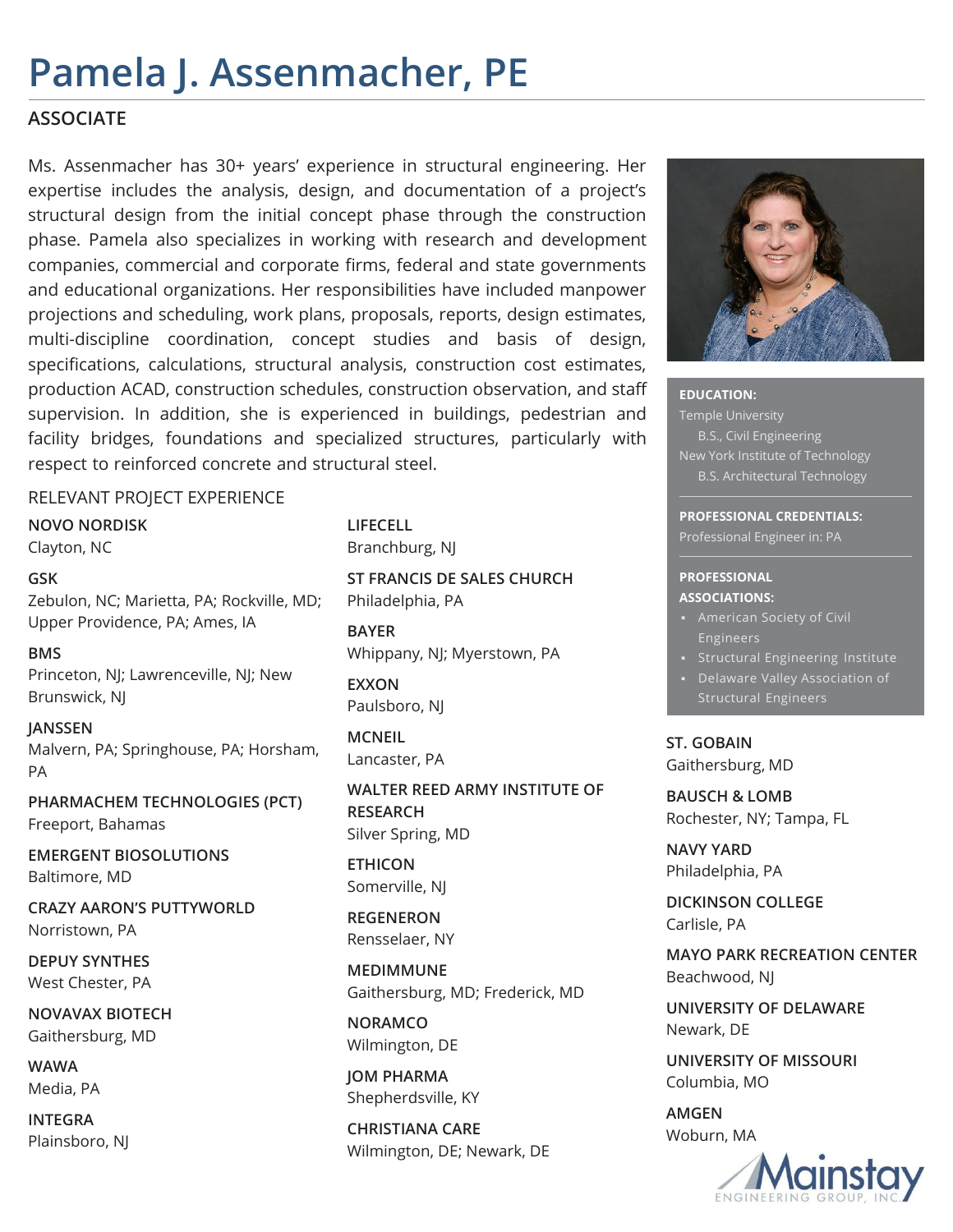# Pamela J. Assenmacher, PE

## ASSOCIATE

Ms. Assenmacher has 30+ years' experience in structural engineering. Her expertise includes the analysis, design, and documentation of a project's structural design from the initial concept phase through the construction phase. Pamela also specializes in working with research and development companies, commercial and corporate firms, federal and state governments and educational organizations. Her responsibilities have included manpower projections and scheduling, work plans, proposals, reports, design estimates, multi-discipline coordination, concept studies and basis of design, specifications, calculations, structural analysis, construction cost estimates, production ACAD, construction schedules, construction observation, and staff supervision. In addition, she is experienced in buildings, pedestrian and facility bridges, foundations and specialized structures, particularly with respect to reinforced concrete and structural steel.

**EDUCATION:**

Temple University
- B.S., Civil Engineering

New York Institute of Technology
- B.S. Architectural Technology

**PROFESSIONAL CREDENTIALS:**

Professional Engineer in: PA

**PROFESSIONAL ASSOCIATIONS:**

- American Society of Civil Engineers
- Structural Engineering Institute
- Delaware Valley Association of Structural Engineers

### RELEVANT PROJECT EXPERIENCE

**NOVO NORDISK**
Clayton, NC

**GSK**
Zebulon, NC; Marietta, PA; Rockville, MD; Upper Providence, PA; Ames, IA

**BMS**
Princeton, NJ; Lawrenceville, NJ; New Brunswick, NJ

**JANSSEN**
Malvern, PA; Springhouse, PA; Horsham, PA

**PHARMACHEM TECHNOLOGIES (PCT)**
Freeport, Bahamas

**EMERGENT BIOSOLUTIONS**
Baltimore, MD

**CRAZY AARON'S PUTTYWORLD**
Norristown, PA

**DEPUY SYNTHES**
West Chester, PA

**NOVAVAX BIOTECH**
Gaithersburg, MD

**WAWA**
Media, PA

**INTEGRA**
Plainsboro, NJ

**LIFECELL**
Branchburg, NJ

**ST FRANCIS DE SALES CHURCH**
Philadelphia, PA

**BAYER**
Whippany, NJ; Myerstown, PA

**EXXON**
Paulsboro, NJ

**MCNEIL**
Lancaster, PA

**WALTER REED ARMY INSTITUTE OF RESEARCH**
Silver Spring, MD

**ETHICON**
Somerville, NJ

**REGENERON**
Rensselaer, NY

**MEDIMMUNE**
Gaithersburg, MD; Frederick, MD

**NORAMCO**
Wilmington, DE

**JOM PHARMA**
Shepherdsville, KY

**CHRISTIANA CARE**
Wilmington, DE; Newark, DE

**ST. GOBAIN**
Gaithersburg, MD

**BAUSCH & LOMB**
Rochester, NY; Tampa, FL

**NAVY YARD**
Philadelphia, PA

**DICKINSON COLLEGE**
Carlisle, PA

**MAYO PARK RECREATION CENTER**
Beachwood, NJ

**UNIVERSITY OF DELAWARE**
Newark, DE

**UNIVERSITY OF MISSOURI**
Columbia, MO

**AMGEN**
Woburn, MA

Mainstay ENGINEERING GROUP, INC.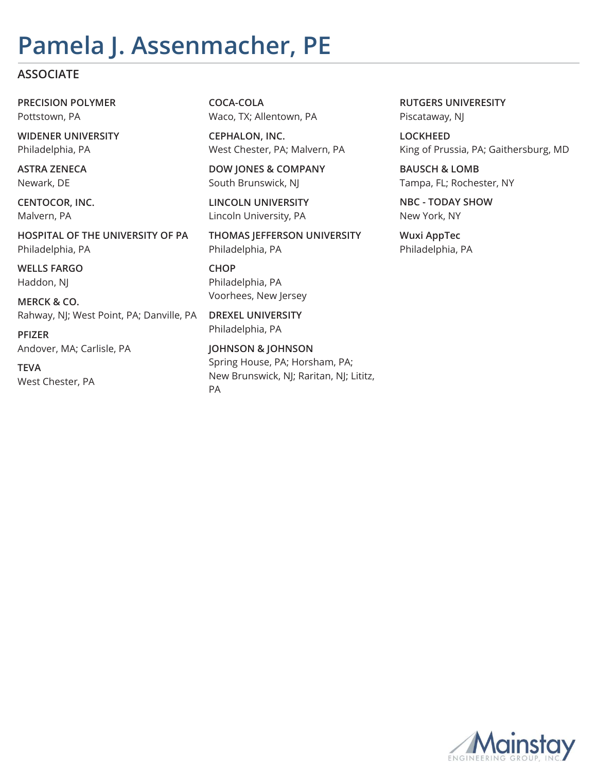# Pamela J. Assenmacher, PE

## ASSOCIATE

**PRECISION POLYMER**
Pottstown, PA

**WIDENER UNIVERSITY**
Philadelphia, PA

**ASTRA ZENECA**
Newark, DE

**CENTOCOR, INC.**
Malvern, PA

**HOSPITAL OF THE UNIVERSITY OF PA**
Philadelphia, PA

**WELLS FARGO**
Haddon, NJ

**MERCK & CO.**
Rahway, NJ; West Point, PA; Danville, PA

**PFIZER**
Andover, MA; Carlisle, PA

**TEVA**
West Chester, PA

**COCA-COLA**
Waco, TX; Allentown, PA

**CEPHALON, INC.**
West Chester, PA; Malvern, PA

**DOW JONES & COMPANY**
South Brunswick, NJ

**LINCOLN UNIVERSITY**
Lincoln University, PA

**THOMAS JEFFERSON UNIVERSITY**
Philadelphia, PA

**CHOP**
Philadelphia, PA
Voorhees, New Jersey

**DREXEL UNIVERSITY**
Philadelphia, PA

**JOHNSON & JOHNSON**
Spring House, PA; Horsham, PA; New Brunswick, NJ; Raritan, NJ; Lititz, PA

**RUTGERS UNIVERESITY**
Piscataway, NJ

**LOCKHEED**
King of Prussia, PA; Gaithersburg, MD

**BAUSCH & LOMB**
Tampa, FL; Rochester, NY

**NBC - TODAY SHOW**
New York, NY

**Wuxi AppTec**
Philadelphia, PA

Mainstay
ENGINEERING GROUP, INC.